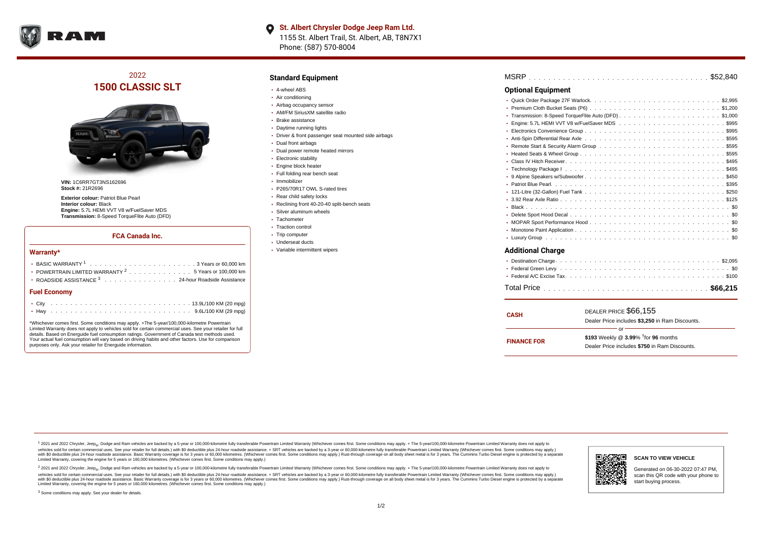**St. Albert Chrysler Dodge Jeep Ram Ltd.**
1155 St. Albert Trail, St. Albert, AB, T8N7X1
Phone: (587) 570-8004

## 2022
# 1500 CLASSIC SLT

**VIN:** 1C6RR7GT3NS162696
**Stock #:** 21R2696

**Exterior colour:** Patriot Blue Pearl
**Interior colour:** Black
**Engine:** 5.7L HEMI VVT V8 w/FuelSaver MDS
**Transmission:** 8-Speed TorqueFlite Auto (DFD)

### FCA Canada Inc.

#### Warranty*

- BASIC WARRANTY [1] . . . 3 Years or 60,000 km
- POWERTRAIN LIMITED WARRANTY [2] . . . 5 Years or 100,000 km
- ROADSIDE ASSISTANCE [3] . . . 24-hour Roadside Assistance

#### Fuel Economy

- City . . . 13.9L/100 KM (20 mpg)
- Hwy . . . 9.6L/100 KM (29 mpg)

*Whichever comes first. Some conditions may apply. +The 5-year/100,000-kilometre Powertrain Limited Warranty does not apply to vehicles sold for certain commercial uses. See your retailer for full details. Based on Energuide fuel consumption ratings. Government of Canada test methods used. Your actual fuel consumption will vary based on driving habits and other factors. Use for comparison purposes only. Ask your retailer for Energuide information.

## Standard Equipment

- 4-wheel ABS
- Air conditioning
- Airbag occupancy sensor
- AM/FM SiriusXM satellite radio
- Brake assistance
- Daytime running lights
- Driver & front passenger seat mounted side airbags
- Dual front airbags
- Dual power remote heated mirrors
- Electronic stability
- Engine block heater
- Full folding rear bench seat
- Immobilizer
- P265/70R17 OWL S-rated tires
- Rear child safety locks
- Reclining front 40-20-40 split-bench seats
- Silver aluminum wheels
- Tachometer
- Traction control
- Trip computer
- Underseat ducts
- Variable intermittent wipers

MSRP . . . $52,840

## Optional Equipment

- Quick Order Package 27F Warlock . . . $2,995
- Premium Cloth Bucket Seats (P6) . . . $1,200
- Transmission: 8-Speed TorqueFlite Auto (DFD) . . . $1,000
- Engine: 5.7L HEMI VVT V8 w/FuelSaver MDS . . . $995
- Electronics Convenience Group . . . $995
- Anti-Spin Differential Rear Axle . . . $595
- Remote Start & Security Alarm Group . . . $595
- Heated Seats & Wheel Group . . . $595
- Class IV Hitch Receiver . . . $495
- Technology Package I . . . $495
- 9 Alpine Speakers w/Subwoofer . . . $450
- Patriot Blue Pearl . . . $395
- 121-Litre (32-Gallon) Fuel Tank . . . $250
- 3.92 Rear Axle Ratio . . . $125
- Black . . . $0
- Delete Sport Hood Decal . . . $0
- MOPAR Sport Performance Hood . . . $0
- Monotone Paint Application . . . $0
- Luxury Group . . . $0

## Additional Charge

- Destination Charge . . . $2,095
- Federal Green Levy . . . $0
- Federal A/C Excise Tax . . . $100

Total Price . . . **$66,215**

| | |
|---|---|
| **CASH** | DEALER PRICE $66,155<br>Dealer Price includes **$3,250** in Ram Discounts. |
| | or |
| **FINANCE FOR** | **$193** Weekly @ **3.99**% †for **96** months<br>Dealer Price includes **$750** in Ram Discounts. |

[1] 2021 and 2022 Chrysler, Jeep®, Dodge and Ram vehicles are backed by a 5-year or 100,000-kilometre fully transferable Powertrain Limited Warranty (Whichever comes first. Some conditions may apply. + The 5-year/100,000-kilometre Powertrain Limited Warranty does not apply to vehicles sold for certain commercial uses. See your retailer for full details.) with $0 deductible plus 24-hour roadside assistance. + SRT vehicles are backed by a 3-year or 60,000-kilometre fully transferable Powertrain Limited Warranty (Whichever comes first. Some conditions may apply.) with $0 deductible plus 24-hour roadside assistance. Basic Warranty coverage is for 3 years or 60,000 kilometres. (Whichever comes first. Some conditions may apply.) Rust-through coverage on all body sheet metal is for 3 years. The Cummins Turbo Diesel engine is protected by a separate Limited Warranty, covering the engine for 5 years or 160,000 kilometres. (Whichever comes first. Some conditions may apply.)

[2] 2021 and 2022 Chrysler, Jeep®, Dodge and Ram vehicles are backed by a 5-year or 100,000-kilometre fully transferable Powertrain Limited Warranty (Whichever comes first. Some conditions may apply. + The 5-year/100,000-kilometre Powertrain Limited Warranty does not apply to vehicles sold for certain commercial uses. See your retailer for full details.) with $0 deductible plus 24-hour roadside assistance. + SRT vehicles are backed by a 3-year or 60,000-kilometre fully transferable Powertrain Limited Warranty (Whichever comes first. Some conditions may apply.) with $0 deductible plus 24-hour roadside assistance. Basic Warranty coverage is for 3 years or 60,000 kilometres. (Whichever comes first. Some conditions may apply.) Rust-through coverage on all body sheet metal is for 3 years. The Cummins Turbo Diesel engine is protected by a separate Limited Warranty, covering the engine for 5 years or 160,000 kilometres. (Whichever comes first. Some conditions may apply.)

[3] Some conditions may apply. See your dealer for details.

**SCAN TO VIEW VEHICLE**

Generated on 06-30-2022 07:47 PM, scan this QR code with your phone to start buying process.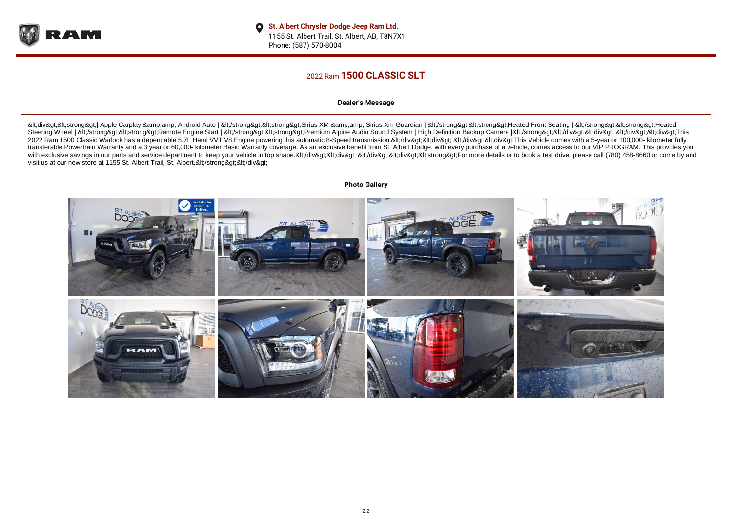**St. Albert Chrysler Dodge Jeep Ram Ltd.**
1155 St. Albert Trail, St. Albert, AB, T8N7X1
Phone: (587) 570-8004

# 2022 Ram **1500 CLASSIC SLT**

## Dealer's Message

&lt;div&gt;&lt;strong&gt;| Apple Carplay &amp;amp; Android Auto | &lt;/strong&gt;&lt;strong&gt;Sirius XM &amp;amp; Sirius Xm Guardian | &lt;/strong&gt;&lt;strong&gt;Heated Front Seating | &lt;/strong&gt;&lt;strong&gt;Heated Steering Wheel | &lt;/strong&gt;&lt;strong&gt;Remote Engine Start | &lt;/strong&gt;&lt;strong&gt;Premium Alpine Audio Sound System | High Definition Backup Camera |&lt;/strong&gt;&lt;/div&gt;&lt;div&gt; &lt;/div&gt;&lt;div&gt;This 2022 Ram 1500 Classic Warlock has a dependable 5.7L Hemi VVT V8 Engine powering this automatic 8-Speed transmission.&lt;/div&gt;&lt;div&gt; &lt;/div&gt;&lt;div&gt;This Vehicle comes with a 5-year or 100,000- kilometer fully transferable Powertrain Warranty and a 3 year or 60,000- kilometer Basic Warranty coverage. As an exclusive benefit from St. Albert Dodge, with every purchase of a vehicle, comes access to our VIP PROGRAM. This provides you with exclusive savings in our parts and service department to keep your vehicle in top shape.&lt;/div&gt;&lt;div&gt; &lt;/div&gt;&lt;div&gt;&lt;strong&gt;For more details or to book a test drive, please call (780) 458-8660 or come by and visit us at our new store at 1155 St. Albert Trail, St. Albert.&lt;/strong&gt;&lt;/div&gt;

## Photo Gallery